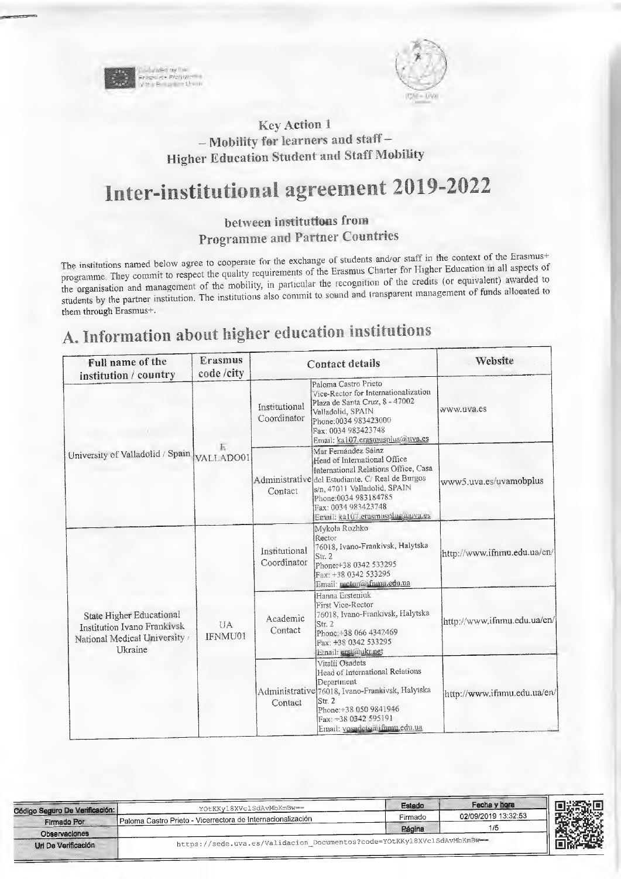### Key Action 1
### – Mobility for learners and staff –
### Higher Education Student and Staff Mobility

# Inter-institutional agreement 2019-2022

### between institutions from
### Programme and Partner Countries

The institutions named below agree to cooperate for the exchange of students and/or staff in the context of the Erasmus+ programme. They commit to respect the quality requirements of the Erasmus Charter for Higher Education in all aspects of the organisation and management of the mobility, in particular the recognition of the credits (or equivalent) awarded to students by the partner institution. The institutions also commit to sound and transparent management of funds allocated to them through Erasmus+.

# A. Information about higher education institutions

| Full name of the institution / country | Erasmus code /city | Contact details | | Website |
|---|---|---|---|---|
| University of Valladolid / Spain | E VALLADO01 | Institutional Coordinator | Paloma Castro Prieto<br>Vice-Rector for Internationalization<br>Plaza de Santa Cruz, 8 - 47002 Valladolid, SPAIN<br>Phone:0034 983423000<br>Fax: 0034 983423748<br>Email: ka107.erasmusplus@uva.es | www.uva.es |
| | | Administrative Contact | Mar Fernández Sáinz<br>Head of International Office<br>International Relations Office, Casa del Estudiante. C/ Real de Burgos s/n, 47011 Valladolid, SPAIN<br>Phone:0034 983184785<br>Fax: 0034 983423748<br>Email: ka107.erasmusplus@uva.es | www5.uva.es/uvamobplus |
| State Higher Educational Institution Ivano Frankivsk National Medical University / Ukraine | UA IFNMU01 | Institutional Coordinator | Mykola Rozhko<br>Rector<br>76018, Ivano-Frankivsk, Halytska Str. 2<br>Phone:+38 0342 533295<br>Fax: +38 0342 533295<br>Email: rector@ifnmu.edu.ua | http://www.ifnmu.edu.ua/en/ |
| | | Academic Contact | Hanna Ersteniuk<br>First Vice-Rector<br>76018, Ivano-Frankivsk, Halytska Str. 2<br>Phone:+38 066 4342469<br>Fax: +38 0342 533295<br>Email: ersi@ukr.net | http://www.ifnmu.edu.ua/en/ |
| | | Administrative Contact | Vitalii Osadets<br>Head of International Relations Department<br>76018, Ivano-Frankivsk, Halytska Str. 2<br>Phone:+38 050 9841946<br>Fax: +38 0342 595191<br>Email: vosadets@ifnmu.edu.ua | http://www.ifnmu.edu.ua/en/ |

| Código Seguro De Verificación: | YOtKKyl8XVclSdAvMbKmBw== | Estado | Fecha y hora |
|---|---|---|---|
| Firmado Por | Paloma Castro Prieto - Vicerrectora de Internacionalización | Firmado | 02/09/2019 13:32:53 |
| Observaciones | | Página | 1/5 |
| Url De Verificación | https://sede.uva.es/Validacion_Documentos?code=YOtKKyl8XVclSdAvMbKmBw== | | |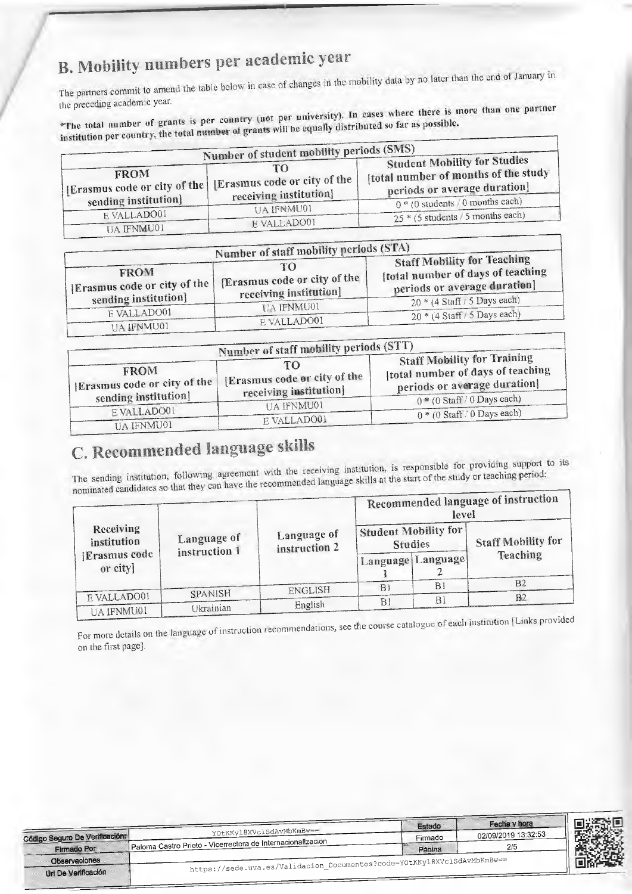## B. Mobility numbers per academic year

The partners commit to amend the table below in case of changes in the mobility data by no later than the end of January in the preceding academic year.

**\*The total number of grants is per country (not per university). In cases where there is more than one partner institution per country, the total number of grants will be equally distributed so far as possible.**

| Number of student mobility periods (SMS) | | |
|---|---|---|
| **FROM** [Erasmus code or city of the sending institution] | **TO** [Erasmus code or city of the receiving institution] | **Student Mobility for Studies** [total number of months of the study periods or average duration] |
| E VALLADO01 | UA IFNMU01 | 0 * (0 students / 0 months each) |
| UA IFNMU01 | E VALLADO01 | 25 * (5 students / 5 months each) |

| Number of staff mobility periods (STA) | | |
|---|---|---|
| **FROM** [Erasmus code or city of the sending institution] | **TO** [Erasmus code or city of the receiving institution] | **Staff Mobility for Teaching** [total number of days of teaching periods or average duration] |
| E VALLADO01 | UA IFNMU01 | 20 * (4 Staff / 5 Days each) |
| UA IFNMU01 | E VALLADO01 | 20 * (4 Staff / 5 Days each) |

| Number of staff mobility periods (STT) | | |
|---|---|---|
| **FROM** [Erasmus code or city of the sending institution] | **TO** [Erasmus code or city of the receiving institution] | **Staff Mobility for Training** [total number of days of teaching periods or average duration] |
| E VALLADO01 | UA IFNMU01 | 0 * (0 Staff / 0 Days each) |
| UA IFNMU01 | E VALLADO01 | 0 * (0 Staff / 0 Days each) |

## C. Recommended language skills

The sending institution, following agreement with the receiving institution, is responsible for providing support to its nominated candidates so that they can have the recommended language skills at the start of the study or teaching period:

| Receiving institution [Erasmus code or city] | Language of instruction 1 | Language of instruction 2 | Recommended language of instruction level | | |
|---|---|---|---|---|---|
| | | | Student Mobility for Studies | | Staff Mobility for Teaching |
| | | | Language 1 | Language 2 | |
| E VALLADO01 | SPANISH | ENGLISH | B1 | B1 | B2 |
| UA IFNMU01 | Ukrainian | English | B1 | B1 | B2 |

For more details on the language of instruction recommendations, see the course catalogue of each institution [Links provided on the first page].

| Código Seguro De Verificación: | YOtKKyl8XVclSdAvMbKmBw== | Estado | Fecha y hora |
|---|---|---|---|
| Firmado Por | Paloma Castro Prieto - Vicerrectora de Internacionalización | Firmado | 02/09/2019 13:32:53 |
| Observaciones | | Página | 2/5 |
| Url De Verificación | https://sede.uva.es/Validacion_Documentos?code=YOtKKyl8XVclSdAvMbKmBw== | | |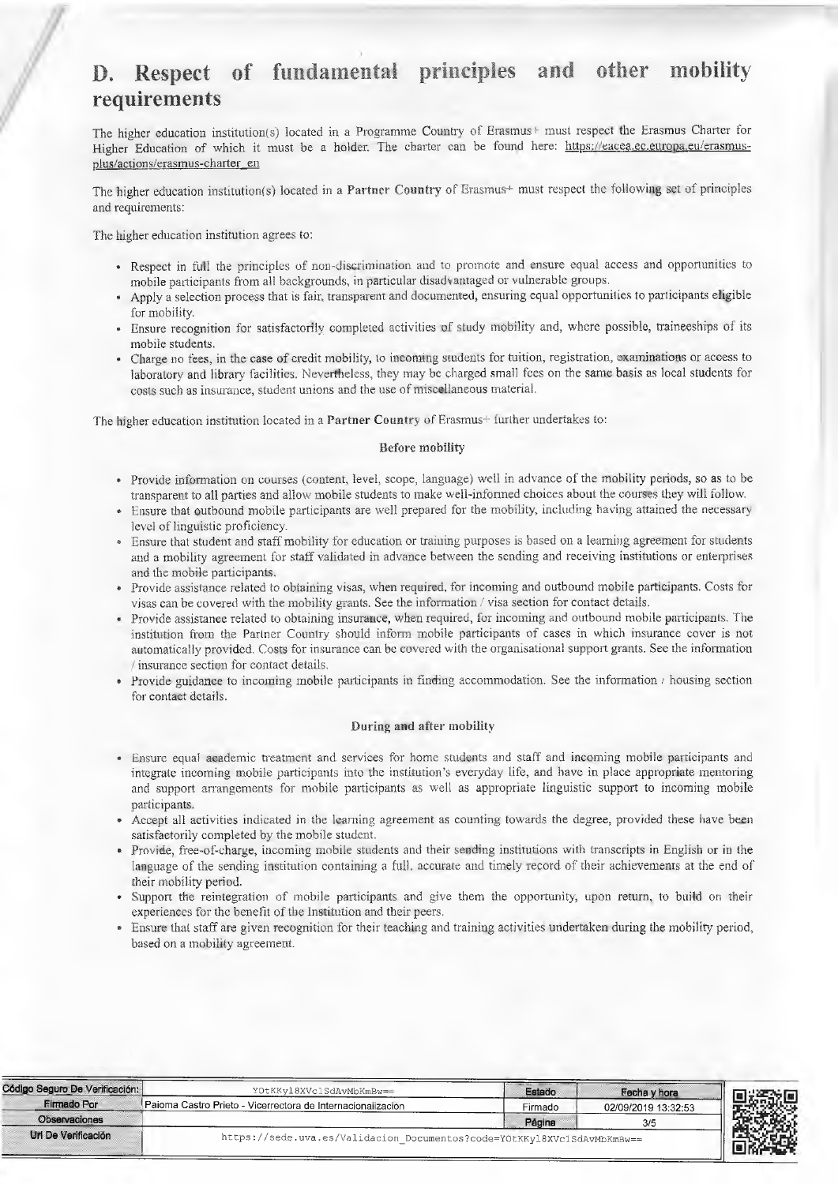# D. Respect of fundamental principles and other mobility requirements

The higher education institution(s) located in a Programme Country of Erasmus+ must respect the Erasmus Charter for Higher Education of which it must be a holder. The charter can be found here: https://eacea.ec.europa.eu/erasmus-plus/actions/erasmus-charter_en

The higher education institution(s) located in a **Partner Country** of Erasmus+ must respect the following set of principles and requirements:

The higher education institution agrees to:

- Respect in full the principles of non-discrimination and to promote and ensure equal access and opportunities to mobile participants from all backgrounds, in particular disadvantaged or vulnerable groups.
- Apply a selection process that is fair, transparent and documented, ensuring equal opportunities to participants eligible for mobility.
- Ensure recognition for satisfactorily completed activities of study mobility and, where possible, traineeships of its mobile students.
- Charge no fees, in the case of credit mobility, to incoming students for tuition, registration, examinations or access to laboratory and library facilities. Nevertheless, they may be charged small fees on the same basis as local students for costs such as insurance, student unions and the use of miscellaneous material.

The higher education institution located in a **Partner Country** of Erasmus+ further undertakes to:

**Before mobility**

- Provide information on courses (content, level, scope, language) well in advance of the mobility periods, so as to be transparent to all parties and allow mobile students to make well-informed choices about the courses they will follow.
- Ensure that outbound mobile participants are well prepared for the mobility, including having attained the necessary level of linguistic proficiency.
- Ensure that student and staff mobility for education or training purposes is based on a learning agreement for students and a mobility agreement for staff validated in advance between the sending and receiving institutions or enterprises and the mobile participants.
- Provide assistance related to obtaining visas, when required, for incoming and outbound mobile participants. Costs for visas can be covered with the mobility grants. See the information / visa section for contact details.
- Provide assistance related to obtaining insurance, when required, for incoming and outbound mobile participants. The institution from the Partner Country should inform mobile participants of cases in which insurance cover is not automatically provided. Costs for insurance can be covered with the organisational support grants. See the information / insurance section for contact details.
- Provide guidance to incoming mobile participants in finding accommodation. See the information / housing section for contact details.

**During and after mobility**

- Ensure equal academic treatment and services for home students and staff and incoming mobile participants and integrate incoming mobile participants into the institution's everyday life, and have in place appropriate mentoring and support arrangements for mobile participants as well as appropriate linguistic support to incoming mobile participants.
- Accept all activities indicated in the learning agreement as counting towards the degree, provided these have been satisfactorily completed by the mobile student.
- Provide, free-of-charge, incoming mobile students and their sending institutions with transcripts in English or in the language of the sending institution containing a full, accurate and timely record of their achievements at the end of their mobility period.
- Support the reintegration of mobile participants and give them the opportunity, upon return, to build on their experiences for the benefit of the Institution and their peers.
- Ensure that staff are given recognition for their teaching and training activities undertaken during the mobility period, based on a mobility agreement.

| Código Seguro De Verificación: | YOtKKyl8XVclSdAvMbKmBw== | Estado | Fecha y hora |
|---|---|---|---|
| Firmado Por | Paloma Castro Prieto - Vicerrectora de Internacionalización | Firmado | 02/09/2019 13:32:53 |
| Observaciones | | Página | 3/5 |
| Url De Verificación | https://sede.uva.es/Validacion_Documentos?code=YOtKKyl8XVclSdAvMbKmBw== | | |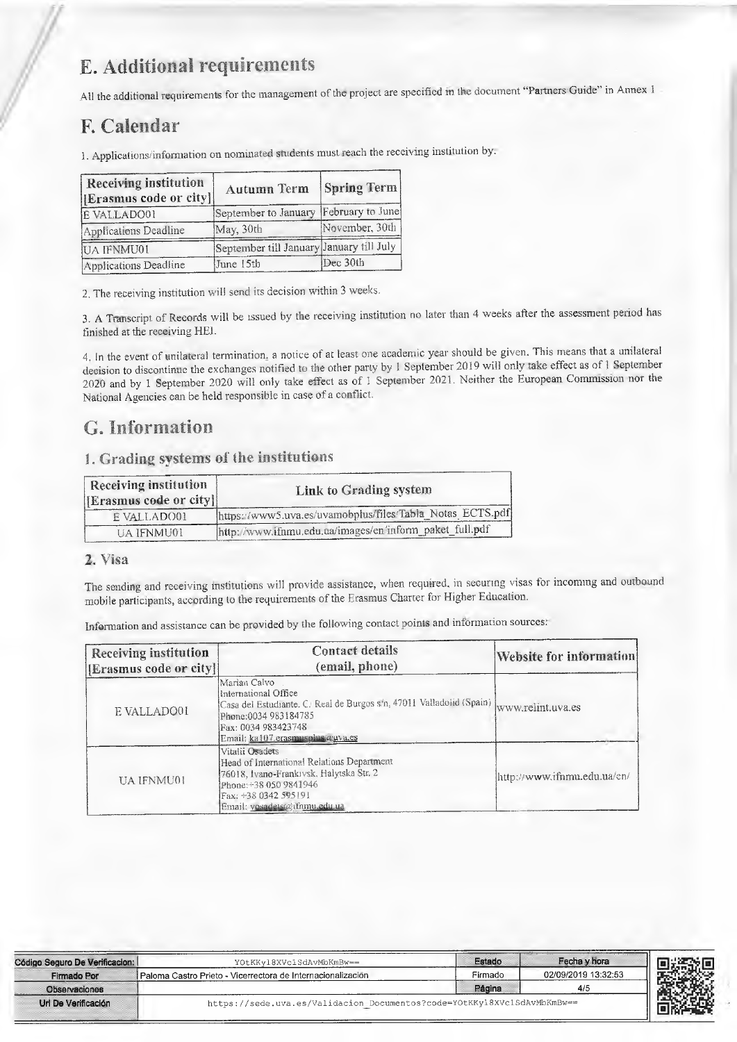# E. Additional requirements

All the additional requirements for the management of the project are specified in the document "Partners Guide" in Annex 1

# F. Calendar

1. Applications/information on nominated students must reach the receiving institution by:

| Receiving institution [Erasmus code or city] | Autumn Term | Spring Term |
|---|---|---|
| E VALLADO01 | September to January | February to June |
| Applications Deadline | May, 30th | November, 30th |
| UA IFNMU01 | September till January | January till July |
| Applications Deadline | June 15th | Dec 30th |

2. The receiving institution will send its decision within 3 weeks.

3. A Transcript of Records will be issued by the receiving institution no later than 4 weeks after the assessment period has finished at the receiving HEI.

4. In the event of unilateral termination, a notice of at least one academic year should be given. This means that a unilateral decision to discontinue the exchanges notified to the other party by 1 September 2019 will only take effect as of 1 September 2020 and by 1 September 2020 will only take effect as of 1 September 2021. Neither the European Commission nor the National Agencies can be held responsible in case of a conflict.

# G. Information

## 1. Grading systems of the institutions

| Receiving institution [Erasmus code or city] | Link to Grading system |
|---|---|
| E VALLADO01 | https://www5.uva.es/uvamobplus/files/Tabla_Notas_ECTS.pdf |
| UA IFNMU01 | http://www.ifnmu.edu.ua/images/en/inform_paket_full.pdf |

## 2. Visa

The sending and receiving institutions will provide assistance, when required, in securing visas for incoming and outbound mobile participants, according to the requirements of the Erasmus Charter for Higher Education.

Information and assistance can be provided by the following contact points and information sources:

| Receiving institution [Erasmus code or city] | Contact details (email, phone) | Website for information |
|---|---|---|
| E VALLADO01 | Marian Calvo<br>International Office<br>Casa del Estudiante. C. Real de Burgos s/n, 47011 Valladolid (Spain)<br>Phone:0034 983184785<br>Fax: 0034 983423748<br>Email: ka107.erasmusplus@uva.es | www.relint.uva.es |
| UA IFNMU01 | Vitalii Osadets<br>Head of International Relations Department<br>76018, Ivano-Frankivsk, Halytska Str. 2<br>Phone:+38 050 9841946<br>Fax: +38 0342 595191<br>Email: vosadets@ifnmu.edu.ua | http://www.ifnmu.edu.ua/en/ |

| Código Seguro De Verificación: | YOtKKyl8XVclSdAvMbKmBw== | Estado | Fecha y hora |
|---|---|---|---|
| Firmado Por | Paloma Castro Prieto - Vicerrectora de Internacionalización | Firmado | 02/09/2019 13:32:53 |
| Observaciones | | Página | 4/5 |
| Url De Verificación | https://sede.uva.es/Validacion_Documentos?code=YOtKKyl8XVclSdAvMbKmBw== | | |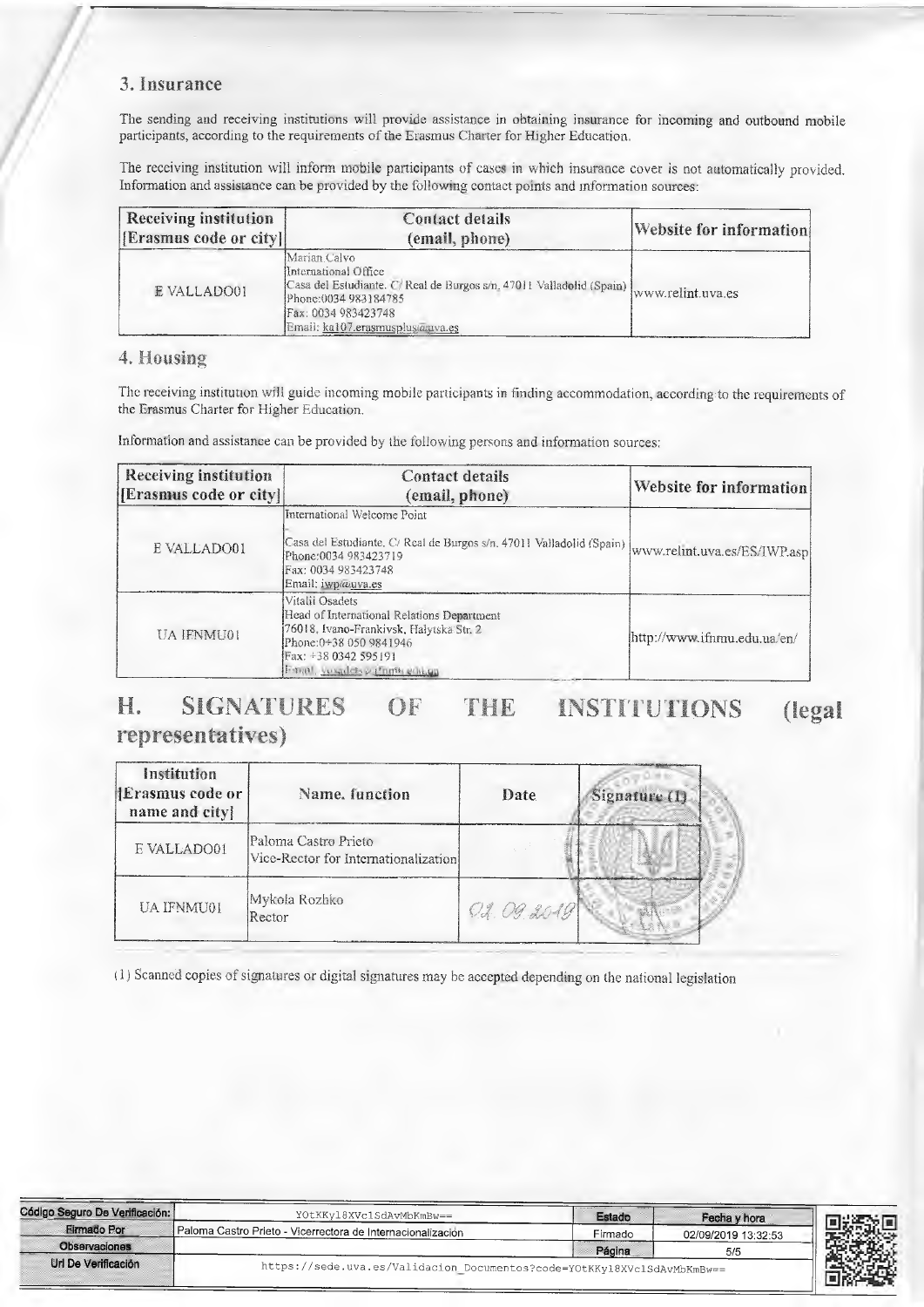## 3. Insurance

The sending and receiving institutions will provide assistance in obtaining insurance for incoming and outbound mobile participants, according to the requirements of the Erasmus Charter for Higher Education.

The receiving institution will inform mobile participants of cases in which insurance cover is not automatically provided. Information and assistance can be provided by the following contact points and information sources:

| Receiving institution [Erasmus code or city] | Contact details (email, phone) | Website for information |
|---|---|---|
| E VALLADO01 | Marian Calvo<br>International Office<br>Casa del Estudiante. C/ Real de Burgos s/n, 47011 Valladolid (Spain)<br>Phone:0034 983184785<br>Fax: 0034 983423748<br>Email: ka107.erasmusplus@uva.es | www.relint.uva.es |

## 4. Housing

The receiving institution will guide incoming mobile participants in finding accommodation, according to the requirements of the Erasmus Charter for Higher Education.

Information and assistance can be provided by the following persons and information sources:

| Receiving institution [Erasmus code or city] | Contact details (email, phone) | Website for information |
|---|---|---|
| E VALLADO01 | International Welcome Point<br>Casa del Estudiante. C/ Real de Burgos s/n. 47011 Valladolid (Spain)<br>Phone:0034 983423719<br>Fax: 0034 983423748<br>Email: iwp@uva.es | www.relint.uva.es/ES/IWP.asp |
| UA IFNMU01 | Vitalii Osadets<br>Head of International Relations Department<br>76018, Ivano-Frankivsk, Halytska Str. 2<br>Phone:0+38 050 9841946<br>Fax: +38 0342 595191<br>Email: vosadets@ifnmu.edu.ua | http://www.ifnmu.edu.ua/en/ |

# H. SIGNATURES OF THE INSTITUTIONS (legal representatives)

| Institution [Erasmus code or name and city] | Name, function | Date | Signature (1) |
|---|---|---|---|
| E VALLADO01 | Paloma Castro Prieto<br>Vice-Rector for Internationalization | | |
| UA IFNMU01 | Mykola Rozhko<br>Rector | 02. 09. 2019 | |

(1) Scanned copies of signatures or digital signatures may be accepted depending on the national legislation

| Código Seguro De Verificación: | YOtKKyl8XVclSdAvMbKmBw== | Estado | Fecha y hora |
|---|---|---|---|
| Firmado Por | Paloma Castro Prieto - Vicerrectora de Internacionalización | Firmado | 02/09/2019 13:32:53 |
| Observaciones | | Página | 5/5 |
| Url De Verificación | https://sede.uva.es/Validacion_Documentos?code=YOtKKyl8XVclSdAvMbKmBw== | | |